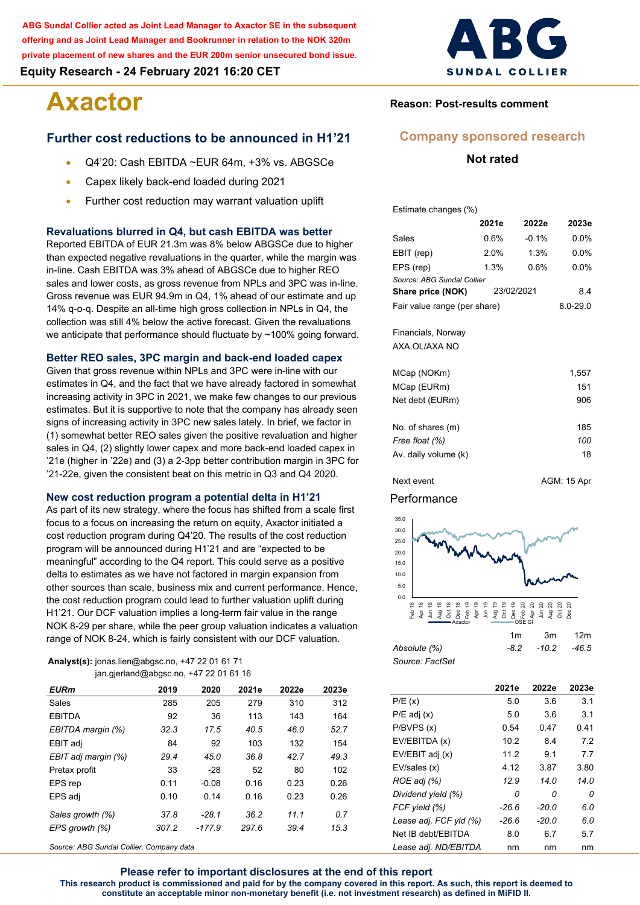ABG Sundal Collier acted as Joint Lead Manager to Axactor SE in the subsequent offering and as Joint Lead Manager and Bookrunner in relation to the NOK 320m private placement of new shares and the EUR 200m senior unsecured bond issue.

**Equity Research - 24 February 2021 16:20 CET**

# Axactor

**Reason: Post-results comment**

**Company sponsored research**

**Not rated**

## Further cost reductions to be announced in H1'21

- Q4'20: Cash EBITDA ~EUR 64m, +3% vs. ABGSCe
- Capex likely back-end loaded during 2021
- Further cost reduction may warrant valuation uplift

### Revaluations blurred in Q4, but cash EBITDA was better

Reported EBITDA of EUR 21.3m was 8% below ABGSCe due to higher than expected negative revaluations in the quarter, while the margin was in-line. Cash EBITDA was 3% ahead of ABGSCe due to higher REO sales and lower costs, as gross revenue from NPLs and 3PC was in-line. Gross revenue was EUR 94.9m in Q4, 1% ahead of our estimate and up 14% q-o-q. Despite an all-time high gross collection in NPLs in Q4, the collection was still 4% below the active forecast. Given the revaluations we anticipate that performance should fluctuate by ~100% going forward.

### Better REO sales, 3PC margin and back-end loaded capex

Given that gross revenue within NPLs and 3PC were in-line with our estimates in Q4, and the fact that we have already factored in somewhat increasing activity in 3PC in 2021, we make few changes to our previous estimates. But it is supportive to note that the company has already seen signs of increasing activity in 3PC new sales lately. In brief, we factor in (1) somewhat better REO sales given the positive revaluation and higher sales in Q4, (2) slightly lower capex and more back-end loaded capex in '21e (higher in '22e) and (3) a 2-3pp better contribution margin in 3PC for '21-22e, given the consistent beat on this metric in Q3 and Q4 2020.

### New cost reduction program a potential delta in H1'21

As part of its new strategy, where the focus has shifted from a scale first focus to a focus on increasing the return on equity, Axactor initiated a cost reduction program during Q4'20. The results of the cost reduction program will be announced during H1'21 and are "expected to be meaningful" according to the Q4 report. This could serve as a positive delta to estimates as we have not factored in margin expansion from other sources than scale, business mix and current performance. Hence, the cost reduction program could lead to further valuation uplift during H1'21. Our DCF valuation implies a long-term fair value in the range NOK 8-29 per share, while the peer group valuation indicates a valuation range of NOK 8-24, which is fairly consistent with our DCF valuation.

**Analyst(s):** jonas.lien@abgsc.no, +47 22 01 61 71
jan.gjerland@abgsc.no, +47 22 01 61 16

| *EURm* | 2019 | 2020 | 2021e | 2022e | 2023e |
|---|---|---|---|---|---|
| Sales | 285 | 205 | 279 | 310 | 312 |
| EBITDA | 92 | 36 | 113 | 143 | 164 |
| *EBITDA margin (%)* | 32.3 | 17.5 | 40.5 | 46.0 | 52.7 |
| EBIT adj | 84 | 92 | 103 | 132 | 154 |
| *EBIT adj margin (%)* | 29.4 | 45.0 | 36.8 | 42.7 | 49.3 |
| Pretax profit | 33 | -28 | 52 | 80 | 102 |
| EPS rep | 0.11 | -0.08 | 0.16 | 0.23 | 0.26 |
| EPS adj | 0.10 | 0.14 | 0.16 | 0.23 | 0.26 |
| *Sales growth (%)* | 37.8 | -28.1 | 36.2 | 11.1 | 0.7 |
| *EPS growth (%)* | 307.2 | -177.9 | 297.6 | 39.4 | 15.3 |

Source: ABG Sundal Collier, Company data

Estimate changes (%)

| | 2021e | 2022e | 2023e |
|---|---|---|---|
| Sales | 0.6% | -0.1% | 0.0% |
| EBIT (rep) | 2.0% | 1.3% | 0.0% |
| EPS (rep) | 1.3% | 0.6% | 0.0% |

*Source: ABG Sundal Collier*

| | | |
|---|---|---|
| **Share price (NOK)** | 23/02/2021 | 8.4 |
| Fair value range (per share) | | 8.0-29.0 |

Financials, Norway
AXA.OL/AXA NO

| | |
|---|---|
| MCap (NOKm) | 1,557 |
| MCap (EURm) | 151 |
| Net debt (EURm) | 906 |
| No. of shares (m) | 185 |
| *Free float (%)* | 100 |
| Av. daily volume (k) | 18 |
| Next event | AGM: 15 Apr |

### Performance

| | 1m | 3m | 12m |
|---|---|---|---|
| *Absolute (%)* | -8.2 | -10.2 | -46.5 |

*Source: FactSet*

| | 2021e | 2022e | 2023e |
|---|---|---|---|
| P/E (x) | 5.0 | 3.6 | 3.1 |
| P/E adj (x) | 5.0 | 3.6 | 3.1 |
| P/BVPS (x) | 0.54 | 0.47 | 0.41 |
| EV/EBITDA (x) | 10.2 | 8.4 | 7.2 |
| EV/EBIT adj (x) | 11.2 | 9.1 | 7.7 |
| EV/sales (x) | 4.12 | 3.87 | 3.80 |
| *ROE adj (%)* | 12.9 | 14.0 | 14.0 |
| *Dividend yield (%)* | 0 | 0 | 0 |
| *FCF yield (%)* | -26.6 | -20.0 | 6.0 |
| *Lease adj. FCF yld (%)* | -26.6 | -20.0 | 6.0 |
| Net IB debt/EBITDA | 8.0 | 6.7 | 5.7 |
| *Lease adj. ND/EBITDA* | nm | nm | nm |

**Please refer to important disclosures at the end of this report**

**This research product is commissioned and paid for by the company covered in this report. As such, this report is deemed to constitute an acceptable minor non-monetary benefit (i.e. not investment research) as defined in MiFID II.**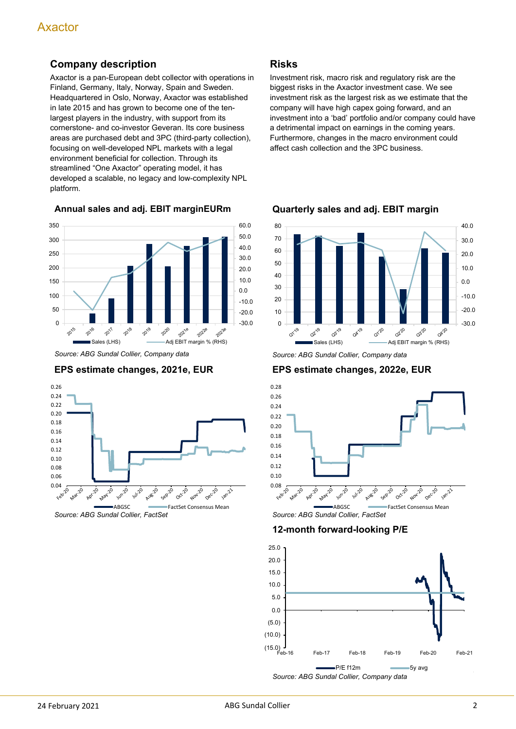## Company description

Axactor is a pan-European debt collector with operations in Finland, Germany, Italy, Norway, Spain and Sweden. Headquartered in Oslo, Norway, Axactor was established in late 2015 and has grown to become one of the ten-largest players in the industry, with support from its cornerstone- and co-investor Geveran. Its core business areas are purchased debt and 3PC (third-party collection), focusing on well-developed NPL markets with a legal environment beneficial for collection. Through its streamlined "One Axactor" operating model, it has developed a scalable, no legacy and low-complexity NPL platform.

## Risks

Investment risk, macro risk and regulatory risk are the biggest risks in the Axactor investment case. We see investment risk as the largest risk as we estimate that the company will have high capex going forward, and an investment into a 'bad' portfolio and/or company could have a detrimental impact on earnings in the coming years. Furthermore, changes in the macro environment could affect cash collection and the 3PC business.

### Annual sales and adj. EBIT marginEURm

Source: ABG Sundal Collier, Company data

### Quarterly sales and adj. EBIT margin

Source: ABG Sundal Collier, Company data

### EPS estimate changes, 2021e, EUR

Source: ABG Sundal Collier, FactSet

### EPS estimate changes, 2022e, EUR

Source: ABG Sundal Collier, FactSet

### 12-month forward-looking P/E

Source: ABG Sundal Collier, Company data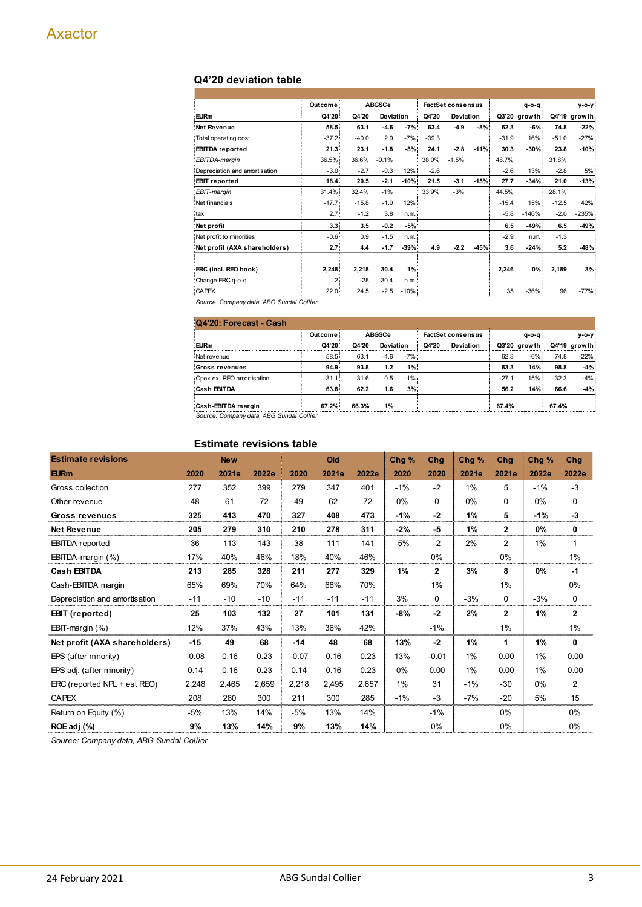Axactor

## Q4'20 deviation table

| EURm | Outcome Q4'20 | ABGSCe Q4'20 | Deviation | | FactSet consensus Q4'20 | Deviation | | Q3'20 | q-o-q growth | Q4'19 | y-o-y growth |
|---|---|---|---|---|---|---|---|---|---|---|---|
| **Net Revenue** | **58.5** | **63.1** | **-4.6** | **-7%** | **63.4** | **-4.9** | **-8%** | **62.3** | **-6%** | **74.8** | **-22%** |
| Total operating cost | -37.2 | -40.0 | 2.9 | -7% | -39.3 | | | -31.9 | 16% | -51.0 | -27% |
| **EBITDA reported** | **21.3** | **23.1** | **-1.8** | **-8%** | **24.1** | **-2.8** | **-11%** | **30.3** | **-30%** | **23.8** | **-10%** |
| *EBITDA-margin* | 36.5% | 36.6% | -0.1% | | 38.0% | -1.5% | | 48.7% | | 31.8% | |
| Depreciation and amortisation | -3.0 | -2.7 | -0.3 | 12% | -2.6 | | | -2.6 | 13% | -2.8 | 5% |
| **EBIT reported** | **18.4** | **20.5** | **-2.1** | **-10%** | **21.5** | **-3.1** | **-15%** | **27.7** | **-34%** | **21.0** | **-13%** |
| *EBIT-margin* | 31.4% | 32.4% | -1% | | 33.9% | -3% | | 44.5% | | 28.1% | |
| Net financials | -17.7 | -15.8 | -1.9 | 12% | | | | -15.4 | 15% | -12.5 | 42% |
| tax | 2.7 | -1.2 | 3.8 | n.m. | | | | -5.8 | -146% | -2.0 | -235% |
| **Net profit** | **3.3** | **3.5** | **-0.2** | **-5%** | | | | **6.5** | **-49%** | **6.5** | **-49%** |
| Net profit to minorities | -0.6 | 0.9 | -1.5 | n.m. | | | | -2.9 | n.m. | -1.3 | |
| **Net profit (AXA shareholders)** | **2.7** | **4.4** | **-1.7** | **-39%** | **4.9** | **-2.2** | **-45%** | **3.6** | **-24%** | **5.2** | **-48%** |
| | | | | | | | | | | | |
| **ERC (incl. REO book)** | **2,248** | **2,218** | **30.4** | **1%** | | | | **2,246** | **0%** | **2,189** | **3%** |
| Change ERC q-o-q | 2 | -28 | 30.4 | n.m. | | | | | | | |
| CAPEX | 22.0 | 24.5 | -2.5 | -10% | | | | 35 | -36% | 96 | -77% |

*Source: Company data, ABG Sundal Collier*

## Q4'20: Forecast - Cash

| EURm | Outcome Q4'20 | ABGSCe Q4'20 | Deviation | | FactSet consensus Q4'20 | Deviation | Q3'20 | q-o-q growth | Q4'19 | y-o-y growth |
|---|---|---|---|---|---|---|---|---|---|---|
| Net revenue | 58.5 | 63.1 | -4.6 | -7% | | | 62.3 | -6% | 74.8 | -22% |
| **Gross revenues** | **94.9** | **93.8** | **1.2** | **1%** | | | **83.3** | **14%** | **98.8** | **-4%** |
| Opex ex. REO amortisation | -31.1 | -31.6 | 0.5 | -1% | | | -27.1 | 15% | -32.3 | -4% |
| **Cash EBITDA** | **63.8** | **62.2** | **1.6** | **3%** | | | **56.2** | **14%** | **66.6** | **-4%** |
| | | | | | | | | | | |
| **Cash-EBITDA margin** | **67.2%** | **66.3%** | **1%** | | | | **67.4%** | | **67.4%** | |

*Source: Company data, ABG Sundal Collier*

## Estimate revisions table

| **Estimate revisions** | New | | | Old | | | Chg % | Chg | Chg % | Chg | Chg % | Chg |
|---|---|---|---|---|---|---|---|---|---|---|---|---|
| **EURm** | **2020** | **2021e** | **2022e** | **2020** | **2021e** | **2022e** | **2020** | **2020** | **2021e** | **2021e** | **2022e** | **2022e** |
| Gross collection | 277 | 352 | 399 | 279 | 347 | 401 | -1% | -2 | 1% | 5 | -1% | -3 |
| Other revenue | 48 | 61 | 72 | 49 | 62 | 72 | 0% | 0 | 0% | 0 | 0% | 0 |
| **Gross revenues** | **325** | **413** | **470** | **327** | **408** | **473** | **-1%** | **-2** | **1%** | **5** | **-1%** | **-3** |
| **Net Revenue** | **205** | **279** | **310** | **210** | **278** | **311** | **-2%** | **-5** | **1%** | **2** | **0%** | **0** |
| EBITDA reported | 36 | 113 | 143 | 38 | 111 | 141 | -5% | -2 | 2% | 2 | 1% | 1 |
| EBITDA-margin (%) | 17% | 40% | 46% | 18% | 40% | 46% | | 0% | | 0% | | 1% |
| **Cash EBITDA** | **213** | **285** | **328** | **211** | **277** | **329** | **1%** | **2** | **3%** | **8** | **0%** | **-1** |
| Cash-EBITDA margin | 65% | 69% | 70% | 64% | 68% | 70% | | 1% | | 1% | | 0% |
| Depreciation and amortisation | -11 | -10 | -10 | -11 | -11 | -11 | 3% | 0 | -3% | 0 | -3% | 0 |
| **EBIT (reported)** | **25** | **103** | **132** | **27** | **101** | **131** | **-8%** | **-2** | **2%** | **2** | **1%** | **2** |
| EBIT-margin (%) | 12% | 37% | 43% | 13% | 36% | 42% | | -1% | | 1% | | 1% |
| **Net profit (AXA shareholders)** | **-15** | **49** | **68** | **-14** | **48** | **68** | **13%** | **-2** | **1%** | **1** | **1%** | **0** |
| EPS (after minority) | -0.08 | 0.16 | 0.23 | -0.07 | 0.16 | 0.23 | 13% | -0.01 | 1% | 0.00 | 1% | 0.00 |
| EPS adj. (after minority) | 0.14 | 0.16 | 0.23 | 0.14 | 0.16 | 0.23 | 0% | 0.00 | 1% | 0.00 | 1% | 0.00 |
| ERC (reported NPL + est REO) | 2,248 | 2,465 | 2,659 | 2,218 | 2,495 | 2,657 | 1% | 31 | -1% | -30 | 0% | 2 |
| CAPEX | 208 | 280 | 300 | 211 | 300 | 285 | -1% | -3 | -7% | -20 | 5% | 15 |
| Return on Equity (%) | -5% | 13% | 14% | -5% | 13% | 14% | | -1% | | 0% | | 0% |
| **ROE adj (%)** | **9%** | **13%** | **14%** | **9%** | **13%** | **14%** | | 0% | | 0% | | 0% |

*Source: Company data, ABG Sundal Collier*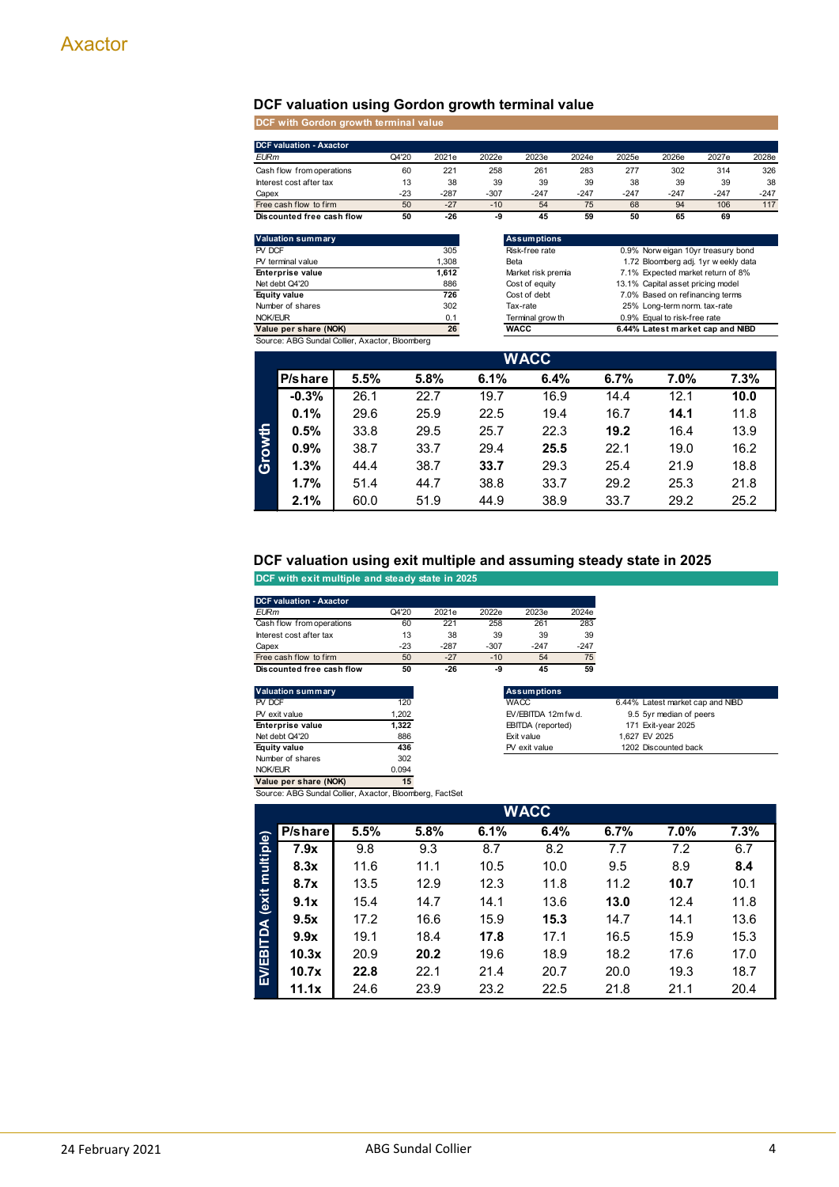## DCF valuation using Gordon growth terminal value

**DCF with Gordon growth terminal value**

| DCF valuation - Axactor | | | | | | | | | |
|---|---|---|---|---|---|---|---|---|---|
| *EURm* | Q4'20 | 2021e | 2022e | 2023e | 2024e | 2025e | 2026e | 2027e | 2028e |
| Cash flow from operations | 60 | 221 | 258 | 261 | 283 | 277 | 302 | 314 | 326 |
| Interest cost after tax | 13 | 38 | 39 | 39 | 39 | 38 | 39 | 39 | 38 |
| Capex | -23 | -287 | -307 | -247 | -247 | -247 | -247 | -247 | -247 |
| Free cash flow to firm | 50 | -27 | -10 | 54 | 75 | 68 | 94 | 106 | 117 |
| **Discounted free cash flow** | **50** | **-26** | **-9** | **45** | **59** | **50** | **65** | **69** | |

| Valuation summary | |
|---|---|
| PV DCF | 305 |
| PV terminal value | 1,308 |
| **Enterprise value** | **1,612** |
| Net debt Q4'20 | 886 |
| **Equity value** | **726** |
| Number of shares | 302 |
| NOK/EUR | 0.1 |
| **Value per share (NOK)** | **26** |

| Assumptions | | |
|---|---|---|
| Risk-free rate | 0.9% | Norwegian 10yr treasury bond |
| Beta | 1.72 | Bloomberg adj. 1yr weekly data |
| Market risk premia | 7.1% | Expected market return of 8% |
| Cost of equity | 13.1% | Capital asset pricing model |
| Cost of debt | 7.0% | Based on refinancing terms |
| Tax-rate | 25% | Long-term norm. tax-rate |
| Terminal growth | 0.9% | Equal to risk-free rate |
| **WACC** | **6.44%** | **Latest market cap and NIBD** |

Source: ABG Sundal Collier, Axactor, Bloomberg

| Growth \ WACC (P/share) | 5.5% | 5.8% | 6.1% | 6.4% | 6.7% | 7.0% | 7.3% |
|---|---|---|---|---|---|---|---|
| **-0.3%** | 26.1 | 22.7 | 19.7 | 16.9 | 14.4 | 12.1 | **10.0** |
| **0.1%** | 29.6 | 25.9 | 22.5 | 19.4 | 16.7 | **14.1** | 11.8 |
| **0.5%** | 33.8 | 29.5 | 25.7 | 22.3 | **19.2** | 16.4 | 13.9 |
| **0.9%** | 38.7 | 33.7 | 29.4 | **25.5** | 22.1 | 19.0 | 16.2 |
| **1.3%** | 44.4 | 38.7 | **33.7** | 29.3 | 25.4 | 21.9 | 18.8 |
| **1.7%** | 51.4 | 44.7 | 38.8 | 33.7 | 29.2 | 25.3 | 21.8 |
| **2.1%** | 60.0 | 51.9 | 44.9 | 38.9 | 33.7 | 29.2 | 25.2 |

## DCF valuation using exit multiple and assuming steady state in 2025

**DCF with exit multiple and steady state in 2025**

| DCF valuation - Axactor | | | | | |
|---|---|---|---|---|---|
| *EURm* | Q4'20 | 2021e | 2022e | 2023e | 2024e |
| Cash flow from operations | 60 | 221 | 258 | 261 | 283 |
| Interest cost after tax | 13 | 38 | 39 | 39 | 39 |
| Capex | -23 | -287 | -307 | -247 | -247 |
| Free cash flow to firm | 50 | -27 | -10 | 54 | 75 |
| **Discounted free cash flow** | **50** | **-26** | **-9** | **45** | **59** |

| Valuation summary | |
|---|---|
| PV DCF | 120 |
| PV exit value | 1,202 |
| **Enterprise value** | **1,322** |
| Net debt Q4'20 | 886 |
| **Equity value** | **436** |
| Number of shares | 302 |
| NOK/EUR | 0.094 |
| **Value per share (NOK)** | **15** |

| Assumptions | | |
|---|---|---|
| WACC | 6.44% | Latest market cap and NIBD |
| EV/EBITDA 12m fwd. | 9.5 | 5yr median of peers |
| EBITDA (reported) | 171 | Exit-year 2025 |
| Exit value | 1,627 | EV 2025 |
| PV exit value | 1202 | Discounted back |

Source: ABG Sundal Collier, Axactor, Bloomberg, FactSet

| EV/EBITDA (exit multiple) \ WACC (P/share) | 5.5% | 5.8% | 6.1% | 6.4% | 6.7% | 7.0% | 7.3% |
|---|---|---|---|---|---|---|---|
| **7.9x** | 9.8 | 9.3 | 8.7 | 8.2 | 7.7 | 7.2 | 6.7 |
| **8.3x** | 11.6 | 11.1 | 10.5 | 10.0 | 9.5 | 8.9 | **8.4** |
| **8.7x** | 13.5 | 12.9 | 12.3 | 11.8 | 11.2 | **10.7** | 10.1 |
| **9.1x** | 15.4 | 14.7 | 14.1 | 13.6 | **13.0** | 12.4 | 11.8 |
| **9.5x** | 17.2 | 16.6 | 15.9 | **15.3** | 14.7 | 14.1 | 13.6 |
| **9.9x** | 19.1 | 18.4 | **17.8** | 17.1 | 16.5 | 15.9 | 15.3 |
| **10.3x** | 20.9 | **20.2** | 19.6 | 18.9 | 18.2 | 17.6 | 17.0 |
| **10.7x** | **22.8** | 22.1 | 21.4 | 20.7 | 20.0 | 19.3 | 18.7 |
| **11.1x** | 24.6 | 23.9 | 23.2 | 22.5 | 21.8 | 21.1 | 20.4 |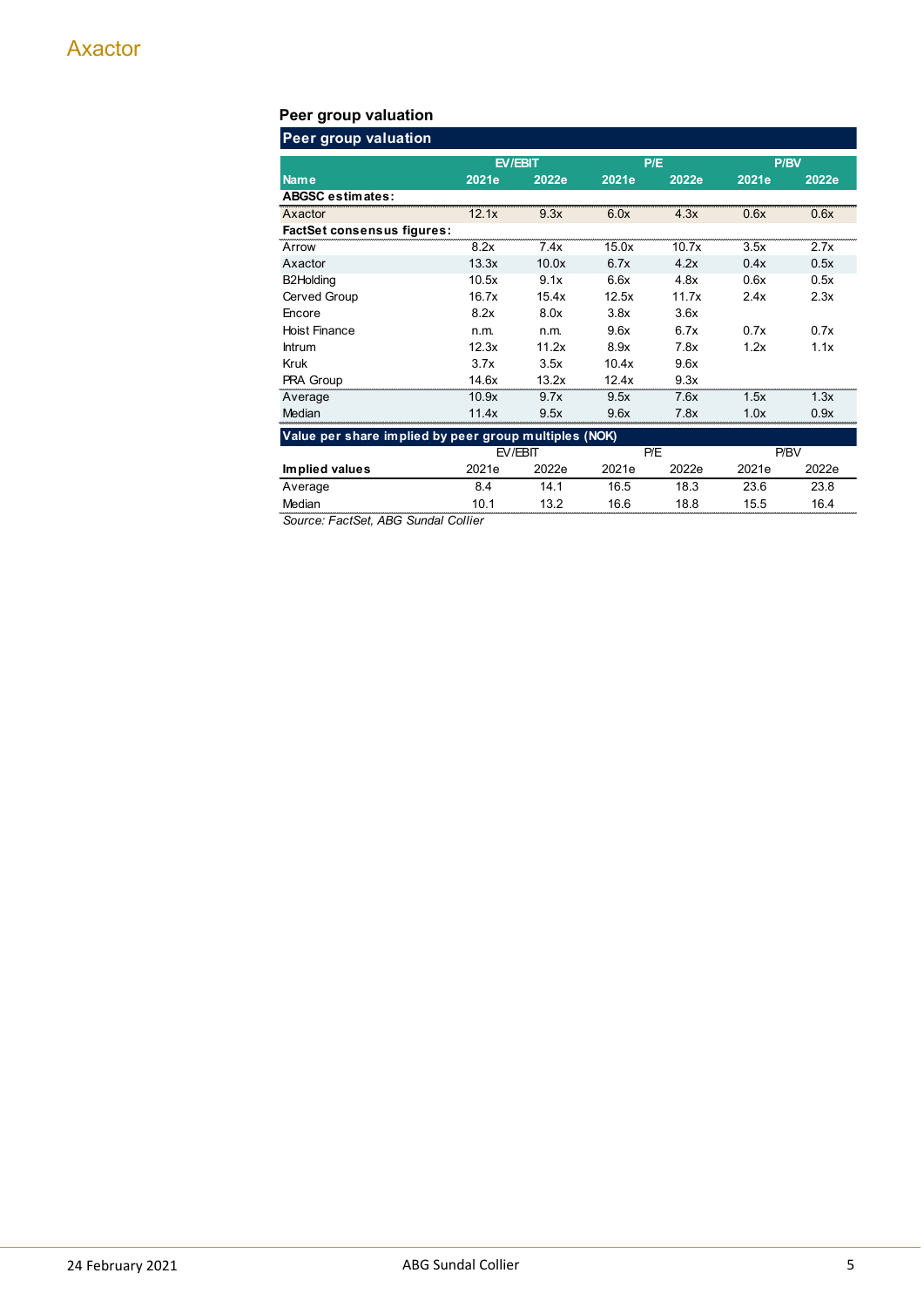## Peer group valuation

| Name | EV/EBIT 2021e | EV/EBIT 2022e | P/E 2021e | P/E 2022e | P/BV 2021e | P/BV 2022e |
|---|---|---|---|---|---|---|
| **ABGSC estimates:** | | | | | | |
| Axactor | 12.1x | 9.3x | 6.0x | 4.3x | 0.6x | 0.6x |
| **FactSet consensus figures:** | | | | | | |
| Arrow | 8.2x | 7.4x | 15.0x | 10.7x | 3.5x | 2.7x |
| Axactor | 13.3x | 10.0x | 6.7x | 4.2x | 0.4x | 0.5x |
| B2Holding | 10.5x | 9.1x | 6.6x | 4.8x | 0.6x | 0.5x |
| Cerved Group | 16.7x | 15.4x | 12.5x | 11.7x | 2.4x | 2.3x |
| Encore | 8.2x | 8.0x | 3.8x | 3.6x | | |
| Hoist Finance | n.m. | n.m. | 9.6x | 6.7x | 0.7x | 0.7x |
| Intrum | 12.3x | 11.2x | 8.9x | 7.8x | 1.2x | 1.1x |
| Kruk | 3.7x | 3.5x | 10.4x | 9.6x | | |
| PRA Group | 14.6x | 13.2x | 12.4x | 9.3x | | |
| Average | 10.9x | 9.7x | 9.5x | 7.6x | 1.5x | 1.3x |
| Median | 11.4x | 9.5x | 9.6x | 7.8x | 1.0x | 0.9x |

**Value per share implied by peer group multiples (NOK)**

| Implied values | EV/EBIT 2021e | EV/EBIT 2022e | P/E 2021e | P/E 2022e | P/BV 2021e | P/BV 2022e |
|---|---|---|---|---|---|---|
| Average | 8.4 | 14.1 | 16.5 | 18.3 | 23.6 | 23.8 |
| Median | 10.1 | 13.2 | 16.6 | 18.8 | 15.5 | 16.4 |

*Source: FactSet, ABG Sundal Collier*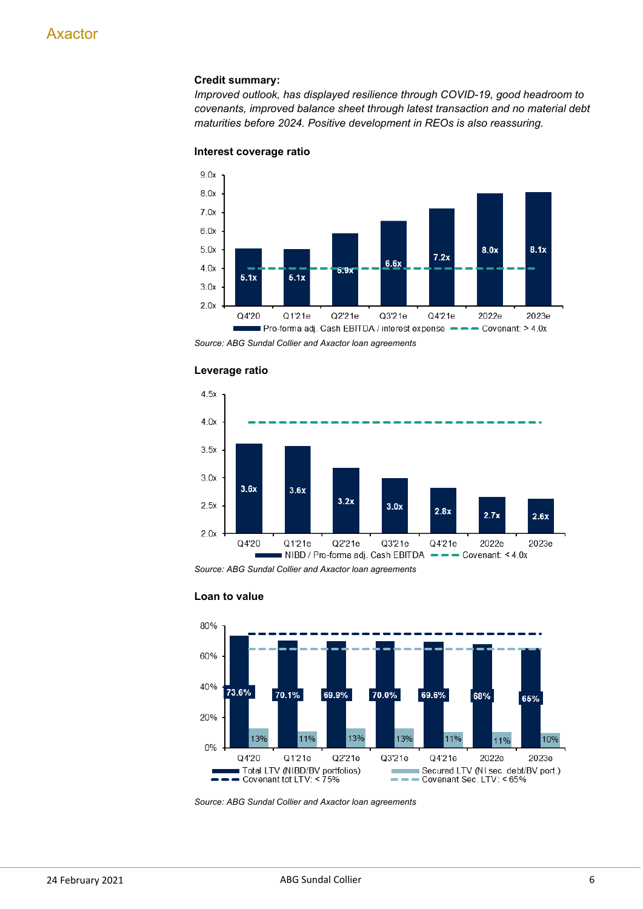**Credit summary:**

*Improved outlook, has displayed resilience through COVID-19, good headroom to covenants, improved balance sheet through latest transaction and no material debt maturities before 2024. Positive development in REOs is also reassuring.*

**Interest coverage ratio**

| | Q4'20 | Q1'21e | Q2'21e | Q3'21e | Q4'21e | 2022e | 2023e |
|---|---|---|---|---|---|---|---|
| Pro-forma adj. Cash EBITDA / interest expense | 5.1x | 5.1x | 5.9x | 6.6x | 7.2x | 8.0x | 8.1x |
| Covenant: > 4.0x | 4.0x | 4.0x | 4.0x | 4.0x | 4.0x | 4.0x | 4.0x |

*Source: ABG Sundal Collier and Axactor loan agreements*

**Leverage ratio**

| | Q4'20 | Q1'21e | Q2'21e | Q3'21e | Q4'21e | 2022e | 2023e |
|---|---|---|---|---|---|---|---|
| NIBD / Pro-forma adj. Cash EBITDA | 3.6x | 3.6x | 3.2x | 3.0x | 2.8x | 2.7x | 2.6x |
| Covenant: < 4.0x | 4.0x | 4.0x | 4.0x | 4.0x | 4.0x | 4.0x | 4.0x |

*Source: ABG Sundal Collier and Axactor loan agreements*

**Loan to value**

| | Q4'20 | Q1'21e | Q2'21e | Q3'21e | Q4'21e | 2022e | 2023e |
|---|---|---|---|---|---|---|---|
| Total LTV (NIBD/BV portfolios) | 73.6% | 70.1% | 69.9% | 70.0% | 69.6% | 68% | 65% |
| Secured LTV (NI sec. debt/BV port.) | 13% | 11% | 13% | 13% | 11% | 11% | 10% |
| Covenant tot LTV: < 75% | 75% | 75% | 75% | 75% | 75% | 75% | 75% |
| Covenant Sec. LTV: < 65% | 65% | 65% | 65% | 65% | 65% | 65% | 65% |

*Source: ABG Sundal Collier and Axactor loan agreements*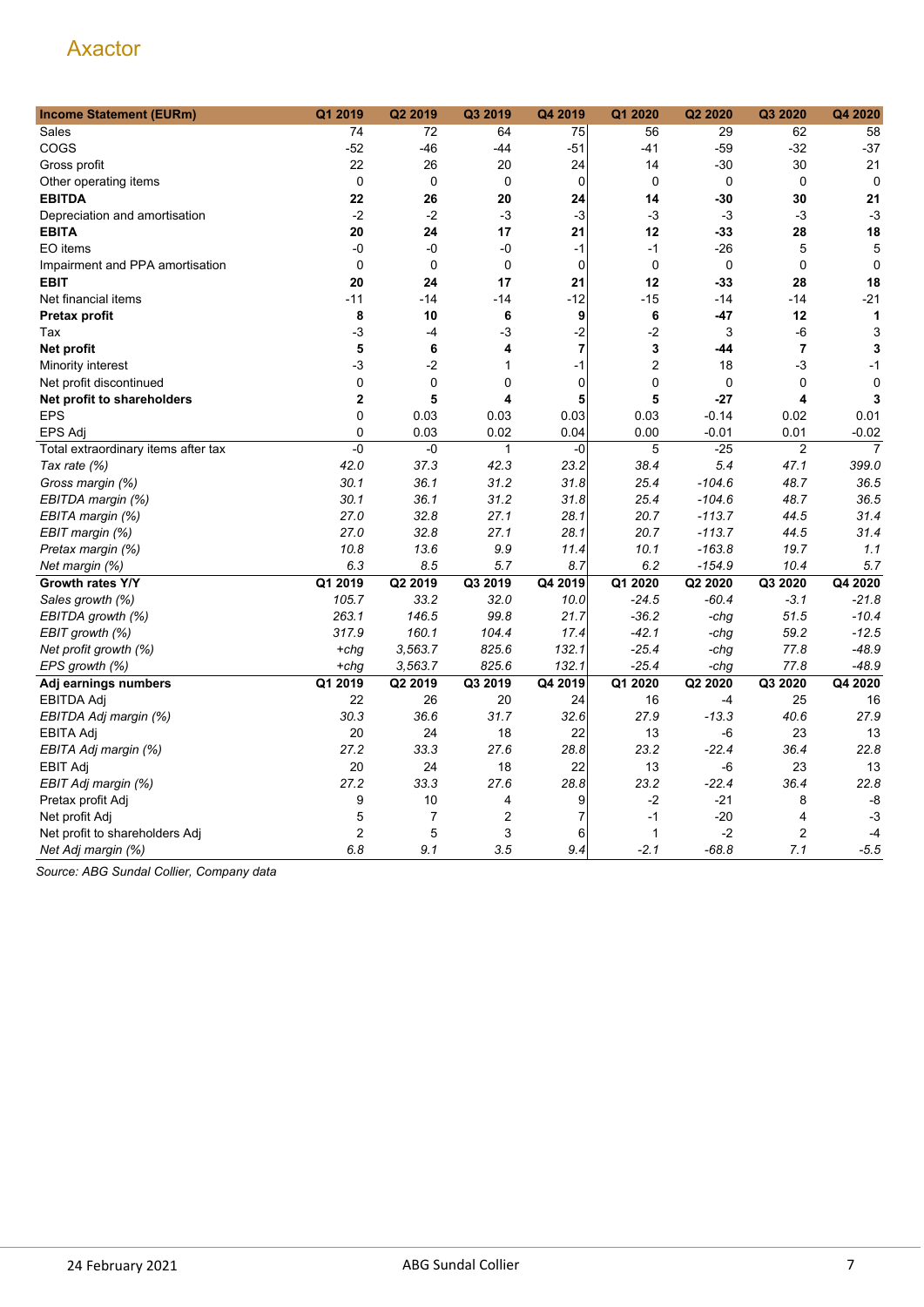| Income Statement (EURm) | Q1 2019 | Q2 2019 | Q3 2019 | Q4 2019 | Q1 2020 | Q2 2020 | Q3 2020 | Q4 2020 |
|---|---|---|---|---|---|---|---|---|
| Sales | 74 | 72 | 64 | 75 | 56 | 29 | 62 | 58 |
| COGS | -52 | -46 | -44 | -51 | -41 | -59 | -32 | -37 |
| Gross profit | 22 | 26 | 20 | 24 | 14 | -30 | 30 | 21 |
| Other operating items | 0 | 0 | 0 | 0 | 0 | 0 | 0 | 0 |
| **EBITDA** | **22** | **26** | **20** | **24** | **14** | **-30** | **30** | **21** |
| Depreciation and amortisation | -2 | -2 | -3 | -3 | -3 | -3 | -3 | -3 |
| **EBITA** | **20** | **24** | **17** | **21** | **12** | **-33** | **28** | **18** |
| EO items | -0 | -0 | -0 | -1 | -1 | -26 | 5 | 5 |
| Impairment and PPA amortisation | 0 | 0 | 0 | 0 | 0 | 0 | 0 | 0 |
| **EBIT** | **20** | **24** | **17** | **21** | **12** | **-33** | **28** | **18** |
| Net financial items | -11 | -14 | -14 | -12 | -15 | -14 | -14 | -21 |
| **Pretax profit** | **8** | **10** | **6** | **9** | **6** | **-47** | **12** | **1** |
| Tax | -3 | -4 | -3 | -2 | -2 | 3 | -6 | 3 |
| **Net profit** | **5** | **6** | **4** | **7** | **3** | **-44** | **7** | **3** |
| Minority interest | -3 | -2 | 1 | -1 | 2 | 18 | -3 | -1 |
| Net profit discontinued | 0 | 0 | 0 | 0 | 0 | 0 | 0 | 0 |
| **Net profit to shareholders** | **2** | **5** | **4** | **5** | **5** | **-27** | **4** | **3** |
| EPS | 0 | 0.03 | 0.03 | 0.03 | 0.03 | -0.14 | 0.02 | 0.01 |
| EPS Adj | 0 | 0.03 | 0.02 | 0.04 | 0.00 | -0.01 | 0.01 | -0.02 |
| Total extraordinary items after tax | -0 | -0 | 1 | -0 | 5 | -25 | 2 | 7 |
| *Tax rate (%)* | *42.0* | *37.3* | *42.3* | *23.2* | *38.4* | *5.4* | *47.1* | *399.0* |
| *Gross margin (%)* | *30.1* | *36.1* | *31.2* | *31.8* | *25.4* | *-104.6* | *48.7* | *36.5* |
| *EBITDA margin (%)* | *30.1* | *36.1* | *31.2* | *31.8* | *25.4* | *-104.6* | *48.7* | *36.5* |
| *EBITA margin (%)* | *27.0* | *32.8* | *27.1* | *28.1* | *20.7* | *-113.7* | *44.5* | *31.4* |
| *EBIT margin (%)* | *27.0* | *32.8* | *27.1* | *28.1* | *20.7* | *-113.7* | *44.5* | *31.4* |
| *Pretax margin (%)* | *10.8* | *13.6* | *9.9* | *11.4* | *10.1* | *-163.8* | *19.7* | *1.1* |
| *Net margin (%)* | *6.3* | *8.5* | *5.7* | *8.7* | *6.2* | *-154.9* | *10.4* | *5.7* |
| **Growth rates Y/Y** | **Q1 2019** | **Q2 2019** | **Q3 2019** | **Q4 2019** | **Q1 2020** | **Q2 2020** | **Q3 2020** | **Q4 2020** |
| *Sales growth (%)* | *105.7* | *33.2* | *32.0* | *10.0* | *-24.5* | *-60.4* | *-3.1* | *-21.8* |
| *EBITDA growth (%)* | *263.1* | *146.5* | *99.8* | *21.7* | *-36.2* | *-chg* | *51.5* | *-10.4* |
| *EBIT growth (%)* | *317.9* | *160.1* | *104.4* | *17.4* | *-42.1* | *-chg* | *59.2* | *-12.5* |
| *Net profit growth (%)* | *+chg* | *3,563.7* | *825.6* | *132.1* | *-25.4* | *-chg* | *77.8* | *-48.9* |
| *EPS growth (%)* | *+chg* | *3,563.7* | *825.6* | *132.1* | *-25.4* | *-chg* | *77.8* | *-48.9* |
| **Adj earnings numbers** | **Q1 2019** | **Q2 2019** | **Q3 2019** | **Q4 2019** | **Q1 2020** | **Q2 2020** | **Q3 2020** | **Q4 2020** |
| EBITDA Adj | 22 | 26 | 20 | 24 | 16 | -4 | 25 | 16 |
| *EBITDA Adj margin (%)* | *30.3* | *36.6* | *31.7* | *32.6* | *27.9* | *-13.3* | *40.6* | *27.9* |
| EBITA Adj | 20 | 24 | 18 | 22 | 13 | -6 | 23 | 13 |
| *EBITA Adj margin (%)* | *27.2* | *33.3* | *27.6* | *28.8* | *23.2* | *-22.4* | *36.4* | *22.8* |
| EBIT Adj | 20 | 24 | 18 | 22 | 13 | -6 | 23 | 13 |
| *EBIT Adj margin (%)* | *27.2* | *33.3* | *27.6* | *28.8* | *23.2* | *-22.4* | *36.4* | *22.8* |
| Pretax profit Adj | 9 | 10 | 4 | 9 | -2 | -21 | 8 | -8 |
| Net profit Adj | 5 | 7 | 2 | 7 | -1 | -20 | 4 | -3 |
| Net profit to shareholders Adj | 2 | 5 | 3 | 6 | 1 | -2 | 2 | -4 |
| *Net Adj margin (%)* | *6.8* | *9.1* | *3.5* | *9.4* | *-2.1* | *-68.8* | *7.1* | *-5.5* |

*Source: ABG Sundal Collier, Company data*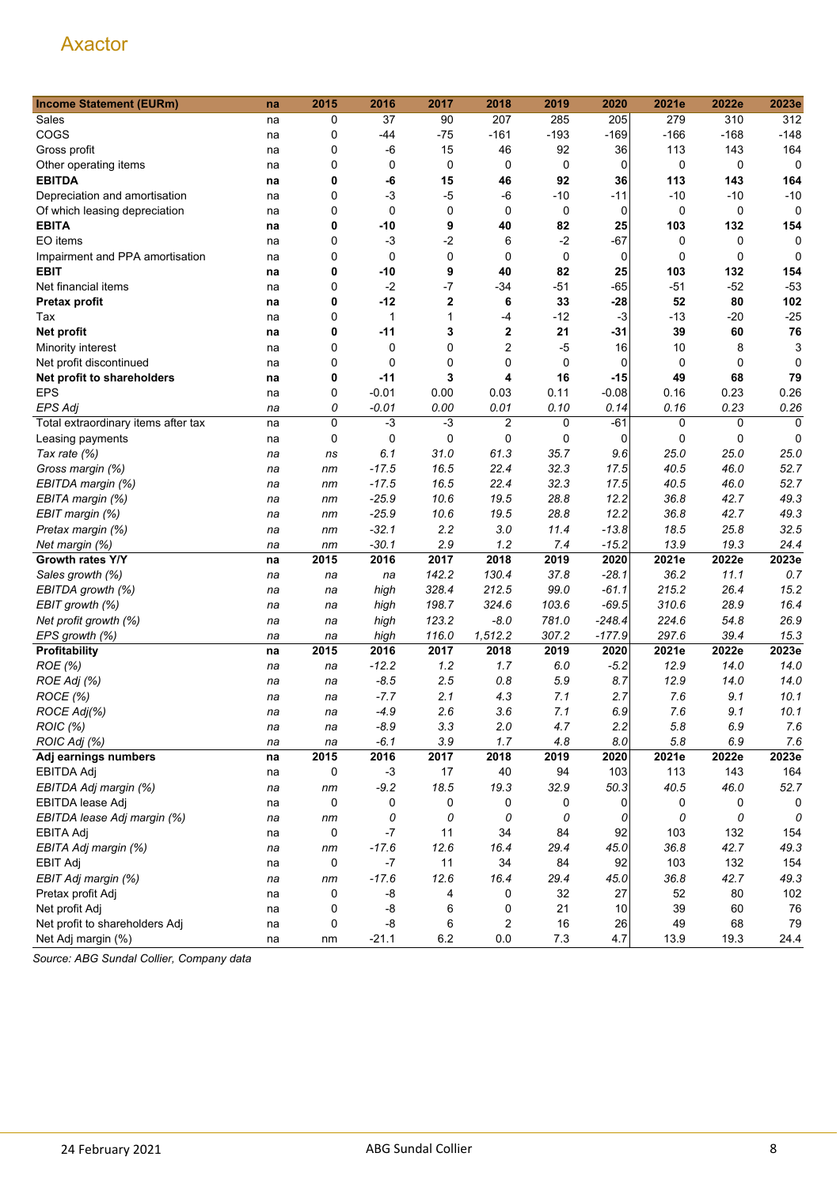| Income Statement (EURm) | na | 2015 | 2016 | 2017 | 2018 | 2019 | 2020 | 2021e | 2022e | 2023e |
|---|---|---|---|---|---|---|---|---|---|---|
| Sales | na | 0 | 37 | 90 | 207 | 285 | 205 | 279 | 310 | 312 |
| COGS | na | 0 | -44 | -75 | -161 | -193 | -169 | -166 | -168 | -148 |
| Gross profit | na | 0 | -6 | 15 | 46 | 92 | 36 | 113 | 143 | 164 |
| Other operating items | na | 0 | 0 | 0 | 0 | 0 | 0 | 0 | 0 | 0 |
| **EBITDA** | **na** | **0** | **-6** | **15** | **46** | **92** | **36** | **113** | **143** | **164** |
| Depreciation and amortisation | na | 0 | -3 | -5 | -6 | -10 | -11 | -10 | -10 | -10 |
| Of which leasing depreciation | na | 0 | 0 | 0 | 0 | 0 | 0 | 0 | 0 | 0 |
| **EBITA** | **na** | **0** | **-10** | **9** | **40** | **82** | **25** | **103** | **132** | **154** |
| EO items | na | 0 | -3 | -2 | 6 | -2 | -67 | 0 | 0 | 0 |
| Impairment and PPA amortisation | na | 0 | 0 | 0 | 0 | 0 | 0 | 0 | 0 | 0 |
| **EBIT** | **na** | **0** | **-10** | **9** | **40** | **82** | **25** | **103** | **132** | **154** |
| Net financial items | na | 0 | -2 | -7 | -34 | -51 | -65 | -51 | -52 | -53 |
| **Pretax profit** | **na** | **0** | **-12** | **2** | **6** | **33** | **-28** | **52** | **80** | **102** |
| Tax | na | 0 | 1 | 1 | -4 | -12 | -3 | -13 | -20 | -25 |
| **Net profit** | **na** | **0** | **-11** | **3** | **2** | **21** | **-31** | **39** | **60** | **76** |
| Minority interest | na | 0 | 0 | 0 | 2 | -5 | 16 | 10 | 8 | 3 |
| Net profit discontinued | na | 0 | 0 | 0 | 0 | 0 | 0 | 0 | 0 | 0 |
| **Net profit to shareholders** | **na** | **0** | **-11** | **3** | **4** | **16** | **-15** | **49** | **68** | **79** |
| EPS | na | 0 | -0.01 | 0.00 | 0.03 | 0.11 | -0.08 | 0.16 | 0.23 | 0.26 |
| *EPS Adj* | *na* | *0* | *-0.01* | *0.00* | *0.01* | *0.10* | *0.14* | *0.16* | *0.23* | *0.26* |
| Total extraordinary items after tax | na | 0 | -3 | -3 | 2 | 0 | -61 | 0 | 0 | 0 |
| Leasing payments | na | 0 | 0 | 0 | 0 | 0 | 0 | 0 | 0 | 0 |
| *Tax rate (%)* | *na* | *ns* | *6.1* | *31.0* | *61.3* | *35.7* | *9.6* | *25.0* | *25.0* | *25.0* |
| *Gross margin (%)* | *na* | *nm* | *-17.5* | *16.5* | *22.4* | *32.3* | *17.5* | *40.5* | *46.0* | *52.7* |
| *EBITDA margin (%)* | *na* | *nm* | *-17.5* | *16.5* | *22.4* | *32.3* | *17.5* | *40.5* | *46.0* | *52.7* |
| *EBITA margin (%)* | *na* | *nm* | *-25.9* | *10.6* | *19.5* | *28.8* | *12.2* | *36.8* | *42.7* | *49.3* |
| *EBIT margin (%)* | *na* | *nm* | *-25.9* | *10.6* | *19.5* | *28.8* | *12.2* | *36.8* | *42.7* | *49.3* |
| *Pretax margin (%)* | *na* | *nm* | *-32.1* | *2.2* | *3.0* | *11.4* | *-13.8* | *18.5* | *25.8* | *32.5* |
| *Net margin (%)* | *na* | *nm* | *-30.1* | *2.9* | *1.2* | *7.4* | *-15.2* | *13.9* | *19.3* | *24.4* |
| **Growth rates Y/Y** | **na** | **2015** | **2016** | **2017** | **2018** | **2019** | **2020** | **2021e** | **2022e** | **2023e** |
| *Sales growth (%)* | *na* | *na* | *na* | *142.2* | *130.4* | *37.8* | *-28.1* | *36.2* | *11.1* | *0.7* |
| *EBITDA growth (%)* | *na* | *na* | *high* | *328.4* | *212.5* | *99.0* | *-61.1* | *215.2* | *26.4* | *15.2* |
| *EBIT growth (%)* | *na* | *na* | *high* | *198.7* | *324.6* | *103.6* | *-69.5* | *310.6* | *28.9* | *16.4* |
| *Net profit growth (%)* | *na* | *na* | *high* | *123.2* | *-8.0* | *781.0* | *-248.4* | *224.6* | *54.8* | *26.9* |
| *EPS growth (%)* | *na* | *na* | *high* | *116.0* | *1,512.2* | *307.2* | *-177.9* | *297.6* | *39.4* | *15.3* |
| **Profitability** | **na** | **2015** | **2016** | **2017** | **2018** | **2019** | **2020** | **2021e** | **2022e** | **2023e** |
| *ROE (%)* | *na* | *na* | *-12.2* | *1.2* | *1.7* | *6.0* | *-5.2* | *12.9* | *14.0* | *14.0* |
| *ROE Adj (%)* | *na* | *na* | *-8.5* | *2.5* | *0.8* | *5.9* | *8.7* | *12.9* | *14.0* | *14.0* |
| *ROCE (%)* | *na* | *na* | *-7.7* | *2.1* | *4.3* | *7.1* | *2.7* | *7.6* | *9.1* | *10.1* |
| *ROCE Adj(%)* | *na* | *na* | *-4.9* | *2.6* | *3.6* | *7.1* | *6.9* | *7.6* | *9.1* | *10.1* |
| *ROIC (%)* | *na* | *na* | *-8.9* | *3.3* | *2.0* | *4.7* | *2.2* | *5.8* | *6.9* | *7.6* |
| *ROIC Adj (%)* | *na* | *na* | *-6.1* | *3.9* | *1.7* | *4.8* | *8.0* | *5.8* | *6.9* | *7.6* |
| **Adj earnings numbers** | **na** | **2015** | **2016** | **2017** | **2018** | **2019** | **2020** | **2021e** | **2022e** | **2023e** |
| EBITDA Adj | na | 0 | -3 | 17 | 40 | 94 | 103 | 113 | 143 | 164 |
| *EBITDA Adj margin (%)* | *na* | *nm* | *-9.2* | *18.5* | *19.3* | *32.9* | *50.3* | *40.5* | *46.0* | *52.7* |
| EBITDA lease Adj | na | 0 | 0 | 0 | 0 | 0 | 0 | 0 | 0 | 0 |
| *EBITDA lease Adj margin (%)* | *na* | *nm* | *0* | *0* | *0* | *0* | *0* | *0* | *0* | *0* |
| EBITA Adj | na | 0 | -7 | 11 | 34 | 84 | 92 | 103 | 132 | 154 |
| *EBITA Adj margin (%)* | *na* | *nm* | *-17.6* | *12.6* | *16.4* | *29.4* | *45.0* | *36.8* | *42.7* | *49.3* |
| EBIT Adj | na | 0 | -7 | 11 | 34 | 84 | 92 | 103 | 132 | 154 |
| *EBIT Adj margin (%)* | *na* | *nm* | *-17.6* | *12.6* | *16.4* | *29.4* | *45.0* | *36.8* | *42.7* | *49.3* |
| Pretax profit Adj | na | 0 | -8 | 4 | 0 | 32 | 27 | 52 | 80 | 102 |
| Net profit Adj | na | 0 | -8 | 6 | 0 | 21 | 10 | 39 | 60 | 76 |
| Net profit to shareholders Adj | na | 0 | -8 | 6 | 2 | 16 | 26 | 49 | 68 | 79 |
| Net Adj margin (%) | na | nm | -21.1 | 6.2 | 0.0 | 7.3 | 4.7 | 13.9 | 19.3 | 24.4 |

*Source: ABG Sundal Collier, Company data*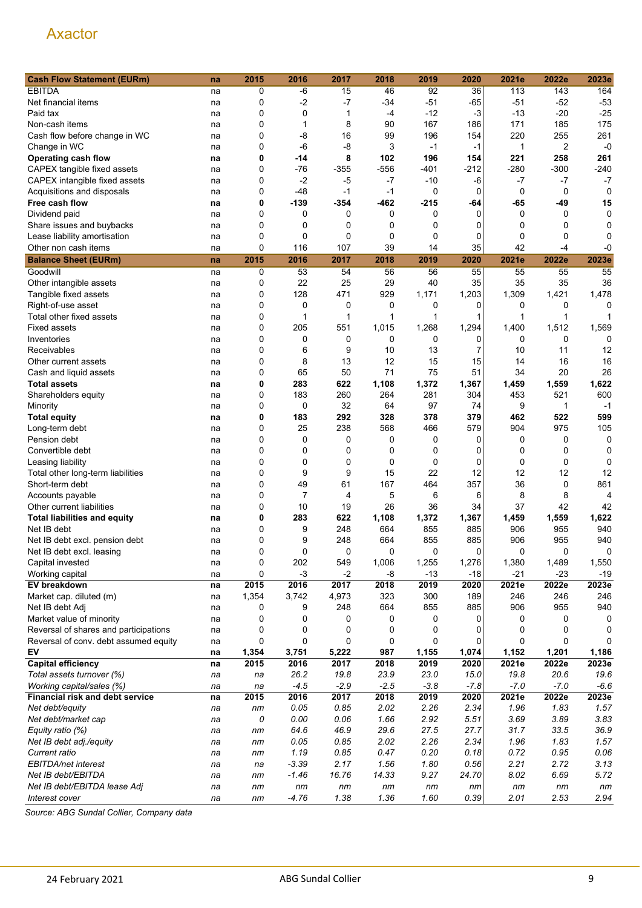# Axactor

| Cash Flow Statement (EURm) | na | 2015 | 2016 | 2017 | 2018 | 2019 | 2020 | 2021e | 2022e | 2023e |
|---|---|---|---|---|---|---|---|---|---|---|
| EBITDA | na | 0 | -6 | 15 | 46 | 92 | 36 | 113 | 143 | 164 |
| Net financial items | na | 0 | -2 | -7 | -34 | -51 | -65 | -51 | -52 | -53 |
| Paid tax | na | 0 | 0 | 1 | -4 | -12 | -3 | -13 | -20 | -25 |
| Non-cash items | na | 0 | 1 | 8 | 90 | 167 | 186 | 171 | 185 | 175 |
| Cash flow before change in WC | na | 0 | -8 | 16 | 99 | 196 | 154 | 220 | 255 | 261 |
| Change in WC | na | 0 | -6 | -8 | 3 | -1 | -1 | 1 | 2 | -0 |
| **Operating cash flow** | **na** | **0** | **-14** | **8** | **102** | **196** | **154** | **221** | **258** | **261** |
| CAPEX tangible fixed assets | na | 0 | -76 | -355 | -556 | -401 | -212 | -280 | -300 | -240 |
| CAPEX intangible fixed assets | na | 0 | -2 | -5 | -7 | -10 | -6 | -7 | -7 | -7 |
| Acquisitions and disposals | na | 0 | -48 | -1 | -1 | 0 | 0 | 0 | 0 | 0 |
| **Free cash flow** | **na** | **0** | **-139** | **-354** | **-462** | **-215** | **-64** | **-65** | **-49** | **15** |
| Dividend paid | na | 0 | 0 | 0 | 0 | 0 | 0 | 0 | 0 | 0 |
| Share issues and buybacks | na | 0 | 0 | 0 | 0 | 0 | 0 | 0 | 0 | 0 |
| Lease liability amortisation | na | 0 | 0 | 0 | 0 | 0 | 0 | 0 | 0 | 0 |
| Other non cash items | na | 0 | 116 | 107 | 39 | 14 | 35 | 42 | -4 | -0 |
| **Balance Sheet (EURm)** | **na** | **2015** | **2016** | **2017** | **2018** | **2019** | **2020** | **2021e** | **2022e** | **2023e** |
| Goodwill | na | 0 | 53 | 54 | 56 | 56 | 55 | 55 | 55 | 55 |
| Other intangible assets | na | 0 | 22 | 25 | 29 | 40 | 35 | 35 | 35 | 36 |
| Tangible fixed assets | na | 0 | 128 | 471 | 929 | 1,171 | 1,203 | 1,309 | 1,421 | 1,478 |
| Right-of-use asset | na | 0 | 0 | 0 | 0 | 0 | 0 | 0 | 0 | 0 |
| Total other fixed assets | na | 0 | 1 | 1 | 1 | 1 | 1 | 1 | 1 | 1 |
| Fixed assets | na | 0 | 205 | 551 | 1,015 | 1,268 | 1,294 | 1,400 | 1,512 | 1,569 |
| Inventories | na | 0 | 0 | 0 | 0 | 0 | 0 | 0 | 0 | 0 |
| Receivables | na | 0 | 6 | 9 | 10 | 13 | 7 | 10 | 11 | 12 |
| Other current assets | na | 0 | 8 | 13 | 12 | 15 | 15 | 14 | 16 | 16 |
| Cash and liquid assets | na | 0 | 65 | 50 | 71 | 75 | 51 | 34 | 20 | 26 |
| **Total assets** | **na** | **0** | **283** | **622** | **1,108** | **1,372** | **1,367** | **1,459** | **1,559** | **1,622** |
| Shareholders equity | na | 0 | 183 | 260 | 264 | 281 | 304 | 453 | 521 | 600 |
| Minority | na | 0 | 0 | 32 | 64 | 97 | 74 | 9 | 1 | -1 |
| **Total equity** | **na** | **0** | **183** | **292** | **328** | **378** | **379** | **462** | **522** | **599** |
| Long-term debt | na | 0 | 25 | 238 | 568 | 466 | 579 | 904 | 975 | 105 |
| Pension debt | na | 0 | 0 | 0 | 0 | 0 | 0 | 0 | 0 | 0 |
| Convertible debt | na | 0 | 0 | 0 | 0 | 0 | 0 | 0 | 0 | 0 |
| Leasing liability | na | 0 | 0 | 0 | 0 | 0 | 0 | 0 | 0 | 0 |
| Total other long-term liabilities | na | 0 | 9 | 9 | 15 | 22 | 12 | 12 | 12 | 12 |
| Short-term debt | na | 0 | 49 | 61 | 167 | 464 | 357 | 36 | 0 | 861 |
| Accounts payable | na | 0 | 7 | 4 | 5 | 6 | 6 | 8 | 8 | 4 |
| Other current liabilities | na | 0 | 10 | 19 | 26 | 36 | 34 | 37 | 42 | 42 |
| **Total liabilities and equity** | **na** | **0** | **283** | **622** | **1,108** | **1,372** | **1,367** | **1,459** | **1,559** | **1,622** |
| Net IB debt | na | 0 | 9 | 248 | 664 | 855 | 885 | 906 | 955 | 940 |
| Net IB debt excl. pension debt | na | 0 | 9 | 248 | 664 | 855 | 885 | 906 | 955 | 940 |
| Net IB debt excl. leasing | na | 0 | 0 | 0 | 0 | 0 | 0 | 0 | 0 | 0 |
| Capital invested | na | 0 | 202 | 549 | 1,006 | 1,255 | 1,276 | 1,380 | 1,489 | 1,550 |
| Working capital | na | 0 | -3 | -2 | -8 | -13 | -18 | -21 | -23 | -19 |
| **EV breakdown** | **na** | **2015** | **2016** | **2017** | **2018** | **2019** | **2020** | **2021e** | **2022e** | **2023e** |
| Market cap. diluted (m) | na | 1,354 | 3,742 | 4,973 | 323 | 300 | 189 | 246 | 246 | 246 |
| Net IB debt Adj | na | 0 | 9 | 248 | 664 | 855 | 885 | 906 | 955 | 940 |
| Market value of minority | na | 0 | 0 | 0 | 0 | 0 | 0 | 0 | 0 | 0 |
| Reversal of shares and participations | na | 0 | 0 | 0 | 0 | 0 | 0 | 0 | 0 | 0 |
| Reversal of conv. debt assumed equity | na | 0 | 0 | 0 | 0 | 0 | 0 | 0 | 0 | 0 |
| **EV** | **na** | **1,354** | **3,751** | **5,222** | **987** | **1,155** | **1,074** | **1,152** | **1,201** | **1,186** |
| **Capital efficiency** | **na** | **2015** | **2016** | **2017** | **2018** | **2019** | **2020** | **2021e** | **2022e** | **2023e** |
| *Total assets turnover (%)* | *na* | *na* | *26.2* | *19.8* | *23.9* | *23.0* | *15.0* | *19.8* | *20.6* | *19.6* |
| *Working capital/sales (%)* | *na* | *na* | *-4.5* | *-2.9* | *-2.5* | *-3.8* | *-7.8* | *-7.0* | *-7.0* | *-6.6* |
| **Financial risk and debt service** | **na** | **2015** | **2016** | **2017** | **2018** | **2019** | **2020** | **2021e** | **2022e** | **2023e** |
| *Net debt/equity* | *na* | *nm* | *0.05* | *0.85* | *2.02* | *2.26* | *2.34* | *1.96* | *1.83* | *1.57* |
| *Net debt/market cap* | *na* | *0* | *0.00* | *0.06* | *1.66* | *2.92* | *5.51* | *3.69* | *3.89* | *3.83* |
| *Equity ratio (%)* | *na* | *nm* | *64.6* | *46.9* | *29.6* | *27.5* | *27.7* | *31.7* | *33.5* | *36.9* |
| *Net IB debt adj./equity* | *na* | *nm* | *0.05* | *0.85* | *2.02* | *2.26* | *2.34* | *1.96* | *1.83* | *1.57* |
| *Current ratio* | *na* | *nm* | *1.19* | *0.85* | *0.47* | *0.20* | *0.18* | *0.72* | *0.95* | *0.06* |
| *EBITDA/net interest* | *na* | *na* | *-3.39* | *2.17* | *1.56* | *1.80* | *0.56* | *2.21* | *2.72* | *3.13* |
| *Net IB debt/EBITDA* | *na* | *nm* | *-1.46* | *16.76* | *14.33* | *9.27* | *24.70* | *8.02* | *6.69* | *5.72* |
| *Net IB debt/EBITDA lease Adj* | *na* | *nm* | *nm* | *nm* | *nm* | *nm* | *nm* | *nm* | *nm* | *nm* |
| *Interest cover* | *na* | *nm* | *-4.76* | *1.38* | *1.36* | *1.60* | *0.39* | *2.01* | *2.53* | *2.94* |

*Source: ABG Sundal Collier, Company data*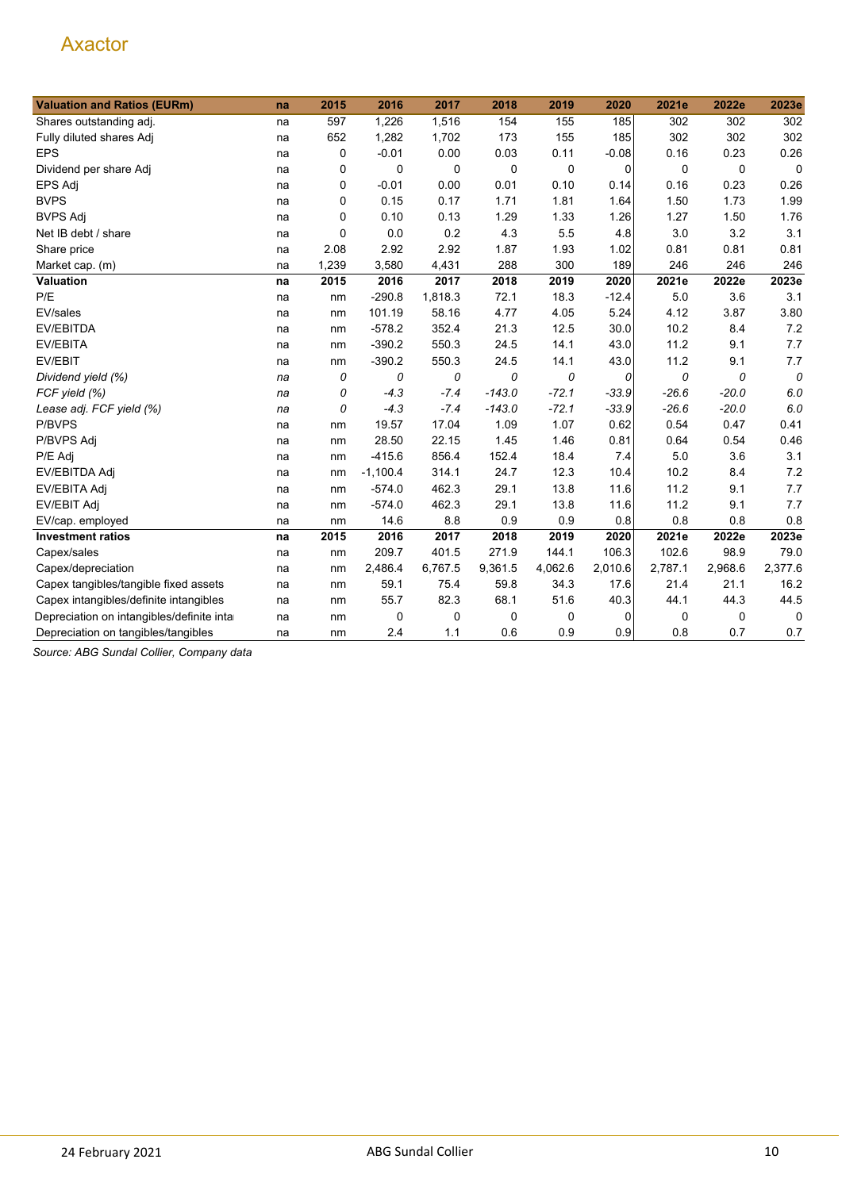# Axactor

| Valuation and Ratios (EURm) | na | 2015 | 2016 | 2017 | 2018 | 2019 | 2020 | 2021e | 2022e | 2023e |
|---|---|---|---|---|---|---|---|---|---|---|
| Shares outstanding adj. | na | 597 | 1,226 | 1,516 | 154 | 155 | 185 | 302 | 302 | 302 |
| Fully diluted shares Adj | na | 652 | 1,282 | 1,702 | 173 | 155 | 185 | 302 | 302 | 302 |
| EPS | na | 0 | -0.01 | 0.00 | 0.03 | 0.11 | -0.08 | 0.16 | 0.23 | 0.26 |
| Dividend per share Adj | na | 0 | 0 | 0 | 0 | 0 | 0 | 0 | 0 | 0 |
| EPS Adj | na | 0 | -0.01 | 0.00 | 0.01 | 0.10 | 0.14 | 0.16 | 0.23 | 0.26 |
| BVPS | na | 0 | 0.15 | 0.17 | 1.71 | 1.81 | 1.64 | 1.50 | 1.73 | 1.99 |
| BVPS Adj | na | 0 | 0.10 | 0.13 | 1.29 | 1.33 | 1.26 | 1.27 | 1.50 | 1.76 |
| Net IB debt / share | na | 0 | 0.0 | 0.2 | 4.3 | 5.5 | 4.8 | 3.0 | 3.2 | 3.1 |
| Share price | na | 2.08 | 2.92 | 2.92 | 1.87 | 1.93 | 1.02 | 0.81 | 0.81 | 0.81 |
| Market cap. (m) | na | 1,239 | 3,580 | 4,431 | 288 | 300 | 189 | 246 | 246 | 246 |
| **Valuation** | **na** | **2015** | **2016** | **2017** | **2018** | **2019** | **2020** | **2021e** | **2022e** | **2023e** |
| P/E | na | nm | -290.8 | 1,818.3 | 72.1 | 18.3 | -12.4 | 5.0 | 3.6 | 3.1 |
| EV/sales | na | nm | 101.19 | 58.16 | 4.77 | 4.05 | 5.24 | 4.12 | 3.87 | 3.80 |
| EV/EBITDA | na | nm | -578.2 | 352.4 | 21.3 | 12.5 | 30.0 | 10.2 | 8.4 | 7.2 |
| EV/EBITA | na | nm | -390.2 | 550.3 | 24.5 | 14.1 | 43.0 | 11.2 | 9.1 | 7.7 |
| EV/EBIT | na | nm | -390.2 | 550.3 | 24.5 | 14.1 | 43.0 | 11.2 | 9.1 | 7.7 |
| *Dividend yield (%)* | *na* | *0* | *0* | *0* | *0* | *0* | *0* | *0* | *0* | *0* |
| *FCF yield (%)* | *na* | *0* | *-4.3* | *-7.4* | *-143.0* | *-72.1* | *-33.9* | *-26.6* | *-20.0* | *6.0* |
| *Lease adj. FCF yield (%)* | *na* | *0* | *-4.3* | *-7.4* | *-143.0* | *-72.1* | *-33.9* | *-26.6* | *-20.0* | *6.0* |
| P/BVPS | na | nm | 19.57 | 17.04 | 1.09 | 1.07 | 0.62 | 0.54 | 0.47 | 0.41 |
| P/BVPS Adj | na | nm | 28.50 | 22.15 | 1.45 | 1.46 | 0.81 | 0.64 | 0.54 | 0.46 |
| P/E Adj | na | nm | -415.6 | 856.4 | 152.4 | 18.4 | 7.4 | 5.0 | 3.6 | 3.1 |
| EV/EBITDA Adj | na | nm | -1,100.4 | 314.1 | 24.7 | 12.3 | 10.4 | 10.2 | 8.4 | 7.2 |
| EV/EBITA Adj | na | nm | -574.0 | 462.3 | 29.1 | 13.8 | 11.6 | 11.2 | 9.1 | 7.7 |
| EV/EBIT Adj | na | nm | -574.0 | 462.3 | 29.1 | 13.8 | 11.6 | 11.2 | 9.1 | 7.7 |
| EV/cap. employed | na | nm | 14.6 | 8.8 | 0.9 | 0.9 | 0.8 | 0.8 | 0.8 | 0.8 |
| **Investment ratios** | **na** | **2015** | **2016** | **2017** | **2018** | **2019** | **2020** | **2021e** | **2022e** | **2023e** |
| Capex/sales | na | nm | 209.7 | 401.5 | 271.9 | 144.1 | 106.3 | 102.6 | 98.9 | 79.0 |
| Capex/depreciation | na | nm | 2,486.4 | 6,767.5 | 9,361.5 | 4,062.6 | 2,010.6 | 2,787.1 | 2,968.6 | 2,377.6 |
| Capex tangibles/tangible fixed assets | na | nm | 59.1 | 75.4 | 59.8 | 34.3 | 17.6 | 21.4 | 21.1 | 16.2 |
| Capex intangibles/definite intangibles | na | nm | 55.7 | 82.3 | 68.1 | 51.6 | 40.3 | 44.1 | 44.3 | 44.5 |
| Depreciation on intangibles/definite inta | na | nm | 0 | 0 | 0 | 0 | 0 | 0 | 0 | 0 |
| Depreciation on tangibles/tangibles | na | nm | 2.4 | 1.1 | 0.6 | 0.9 | 0.9 | 0.8 | 0.7 | 0.7 |

*Source: ABG Sundal Collier, Company data*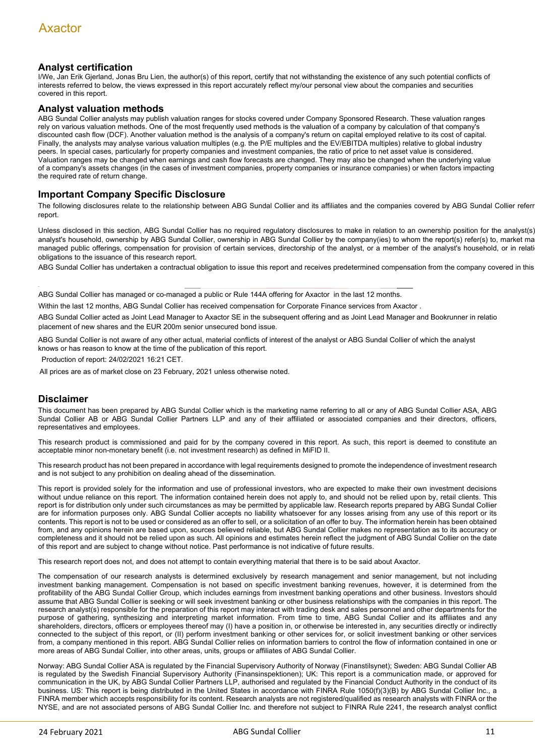## Analyst certification

I/We, Jan Erik Gjerland, Jonas Bru Lien, the author(s) of this report, certify that not withstanding the existence of any such potential conflicts of interests referred to below, the views expressed in this report accurately reflect my/our personal view about the companies and securities covered in this report.

## Analyst valuation methods

ABG Sundal Collier analysts may publish valuation ranges for stocks covered under Company Sponsored Research. These valuation ranges rely on various valuation methods. One of the most frequently used methods is the valuation of a company by calculation of that company's discounted cash flow (DCF). Another valuation method is the analysis of a company's return on capital employed relative to its cost of capital. Finally, the analysts may analyse various valuation multiples (e.g. the P/E multiples and the EV/EBITDA multiples) relative to global industry peers. In special cases, particularly for property companies and investment companies, the ratio of price to net asset value is considered. Valuation ranges may be changed when earnings and cash flow forecasts are changed. They may also be changed when the underlying value of a company's assets changes (in the cases of investment companies, property companies or insurance companies) or when factors impacting the required rate of return change.

## Important Company Specific Disclosure

The following disclosures relate to the relationship between ABG Sundal Collier and its affiliates and the companies covered by ABG Sundal Collier referr report.

Unless disclosed in this section, ABG Sundal Collier has no required regulatory disclosures to make in relation to an ownership position for the analyst(s) analyst's household, ownership by ABG Sundal Collier, ownership in ABG Sundal Collier by the company(ies) to whom the report(s) refer(s) to, market ma managed public offerings, compensation for provision of certain services, directorship of the analyst, or a member of the analyst's household, or in relati obligations to the issuance of this research report.

ABG Sundal Collier has undertaken a contractual obligation to issue this report and receives predetermined compensation from the company covered in this

ABG Sundal Collier has managed or co-managed a public or Rule 144A offering for Axactor in the last 12 months.

Within the last 12 months, ABG Sundal Collier has received compensation for Corporate Finance services from Axactor .

ABG Sundal Collier acted as Joint Lead Manager to Axactor SE in the subsequent offering and as Joint Lead Manager and Bookrunner in relatio placement of new shares and the EUR 200m senior unsecured bond issue.

ABG Sundal Collier is not aware of any other actual, material conflicts of interest of the analyst or ABG Sundal Collier of which the analyst knows or has reason to know at the time of the publication of this report.

Production of report: 24/02/2021 16:21 CET.

All prices are as of market close on 23 February, 2021 unless otherwise noted.

## Disclaimer

This document has been prepared by ABG Sundal Collier which is the marketing name referring to all or any of ABG Sundal Collier ASA, ABG Sundal Collier AB or ABG Sundal Collier Partners LLP and any of their affiliated or associated companies and their directors, officers, representatives and employees.

This research product is commissioned and paid for by the company covered in this report. As such, this report is deemed to constitute an acceptable minor non-monetary benefit (i.e. not investment research) as defined in MiFID II.

This research product has not been prepared in accordance with legal requirements designed to promote the independence of investment research and is not subject to any prohibition on dealing ahead of the dissemination.

This report is provided solely for the information and use of professional investors, who are expected to make their own investment decisions without undue reliance on this report. The information contained herein does not apply to, and should not be relied upon by, retail clients. This report is for distribution only under such circumstances as may be permitted by applicable law. Research reports prepared by ABG Sundal Collier are for information purposes only. ABG Sundal Collier accepts no liability whatsoever for any losses arising from any use of this report or its contents. This report is not to be used or considered as an offer to sell, or a solicitation of an offer to buy. The information herein has been obtained from, and any opinions herein are based upon, sources believed reliable, but ABG Sundal Collier makes no representation as to its accuracy or completeness and it should not be relied upon as such. All opinions and estimates herein reflect the judgment of ABG Sundal Collier on the date of this report and are subject to change without notice. Past performance is not indicative of future results.

This research report does not, and does not attempt to contain everything material that there is to be said about Axactor.

The compensation of our research analysts is determined exclusively by research management and senior management, but not including investment banking management. Compensation is not based on specific investment banking revenues, however, it is determined from the profitability of the ABG Sundal Collier Group, which includes earnings from investment banking operations and other business. Investors should assume that ABG Sundal Collier is seeking or will seek investment banking or other business relationships with the companies in this report. The research analyst(s) responsible for the preparation of this report may interact with trading desk and sales personnel and other departments for the purpose of gathering, synthesizing and interpreting market information. From time to time, ABG Sundal Collier and its affiliates and any shareholders, directors, officers or employees thereof may (I) have a position in, or otherwise be interested in, any securities directly or indirectly connected to the subject of this report, or (II) perform investment banking or other services for, or solicit investment banking or other services from, a company mentioned in this report. ABG Sundal Collier relies on information barriers to control the flow of information contained in one or more areas of ABG Sundal Collier, into other areas, units, groups or affiliates of ABG Sundal Collier.

Norway: ABG Sundal Collier ASA is regulated by the Financial Supervisory Authority of Norway (Finanstilsynet); Sweden: ABG Sundal Collier AB is regulated by the Swedish Financial Supervisory Authority (Finansinspektionen); UK: This report is a communication made, or approved for communication in the UK, by ABG Sundal Collier Partners LLP, authorised and regulated by the Financial Conduct Authority in the conduct of its business. US: This report is being distributed in the United States in accordance with FINRA Rule 1050(f)(3)(B) by ABG Sundal Collier Inc., a FINRA member which accepts responsibility for its content. Research analysts are not registered/qualified as research analysts with FINRA or the NYSE, and are not associated persons of ABG Sundal Collier Inc. and therefore not subject to FINRA Rule 2241, the research analyst conflict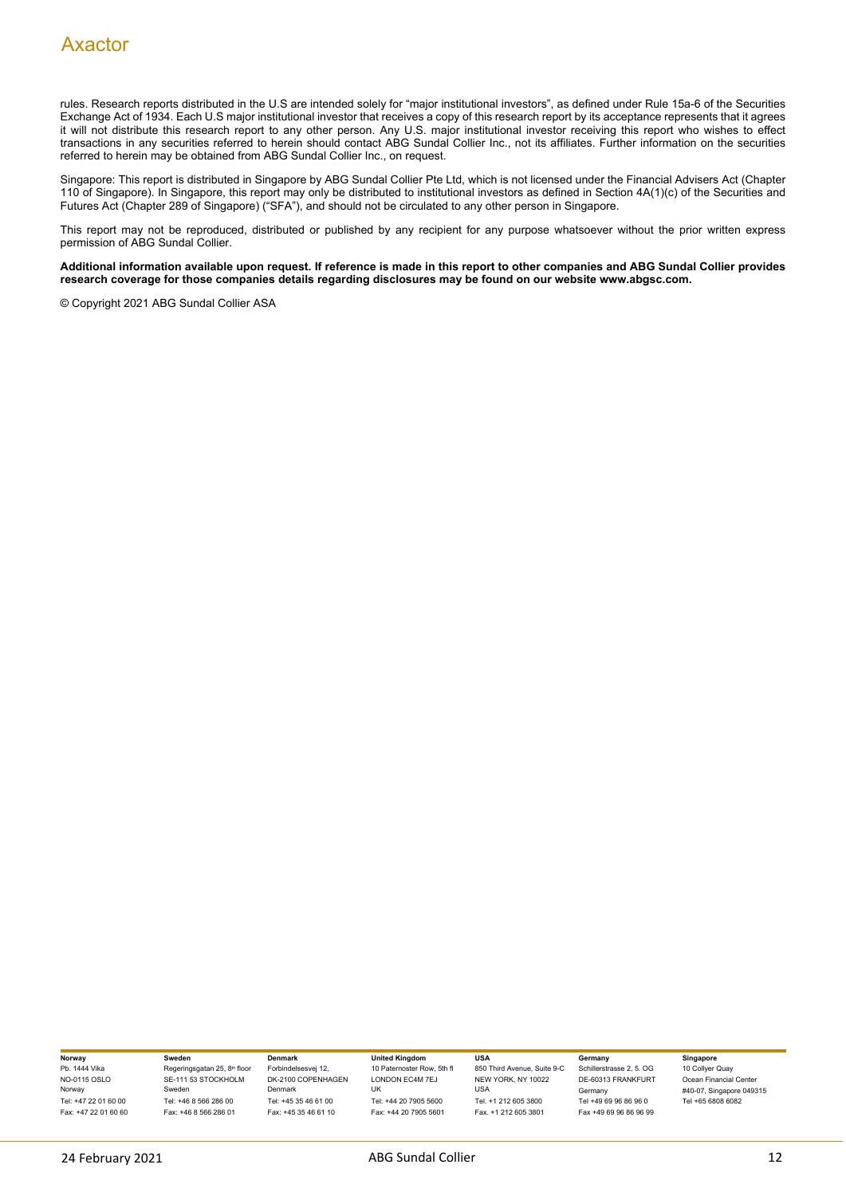rules. Research reports distributed in the U.S are intended solely for "major institutional investors", as defined under Rule 15a-6 of the Securities Exchange Act of 1934. Each U.S major institutional investor that receives a copy of this research report by its acceptance represents that it agrees it will not distribute this research report to any other person. Any U.S. major institutional investor receiving this report who wishes to effect transactions in any securities referred to herein should contact ABG Sundal Collier Inc., not its affiliates. Further information on the securities referred to herein may be obtained from ABG Sundal Collier Inc., on request.

Singapore: This report is distributed in Singapore by ABG Sundal Collier Pte Ltd, which is not licensed under the Financial Advisers Act (Chapter 110 of Singapore). In Singapore, this report may only be distributed to institutional investors as defined in Section 4A(1)(c) of the Securities and Futures Act (Chapter 289 of Singapore) ("SFA"), and should not be circulated to any other person in Singapore.

This report may not be reproduced, distributed or published by any recipient for any purpose whatsoever without the prior written express permission of ABG Sundal Collier.

**Additional information available upon request. If reference is made in this report to other companies and ABG Sundal Collier provides research coverage for those companies details regarding disclosures may be found on our website www.abgsc.com.**

© Copyright 2021 ABG Sundal Collier ASA

| Norway | Sweden | Denmark | United Kingdom | USA | Germany | Singapore |
|---|---|---|---|---|---|---|
| Pb. 1444 Vika | Regeringsgatan 25, 8th floor | Forbindelsesvej 12, | 10 Paternoster Row, 5th fl | 850 Third Avenue, Suite 9-C | Schillerstrasse 2, 5. OG | 10 Collyer Quay |
| NO-0115 OSLO | SE-111 53 STOCKHOLM | DK-2100 COPENHAGEN | LONDON EC4M 7EJ | NEW YORK, NY 10022 | DE-60313 FRANKFURT | Ocean Financial Center |
| Norway | Sweden | Denmark | UK | USA | Germany | #40-07, Singapore 049315 |
| Tel: +47 22 01 60 00 | Tel: +46 8 566 286 00 | Tel: +45 35 46 61 00 | Tel: +44 20 7905 5600 | Tel. +1 212 605 3800 | Tel +49 69 96 86 96 0 | Tel +65 6808 6082 |
| Fax: +47 22 01 60 60 | Fax: +46 8 566 286 01 | Fax: +45 35 46 61 10 | Fax: +44 20 7905 5601 | Fax. +1 212 605 3801 | Fax +49 69 96 86 96 99 | |